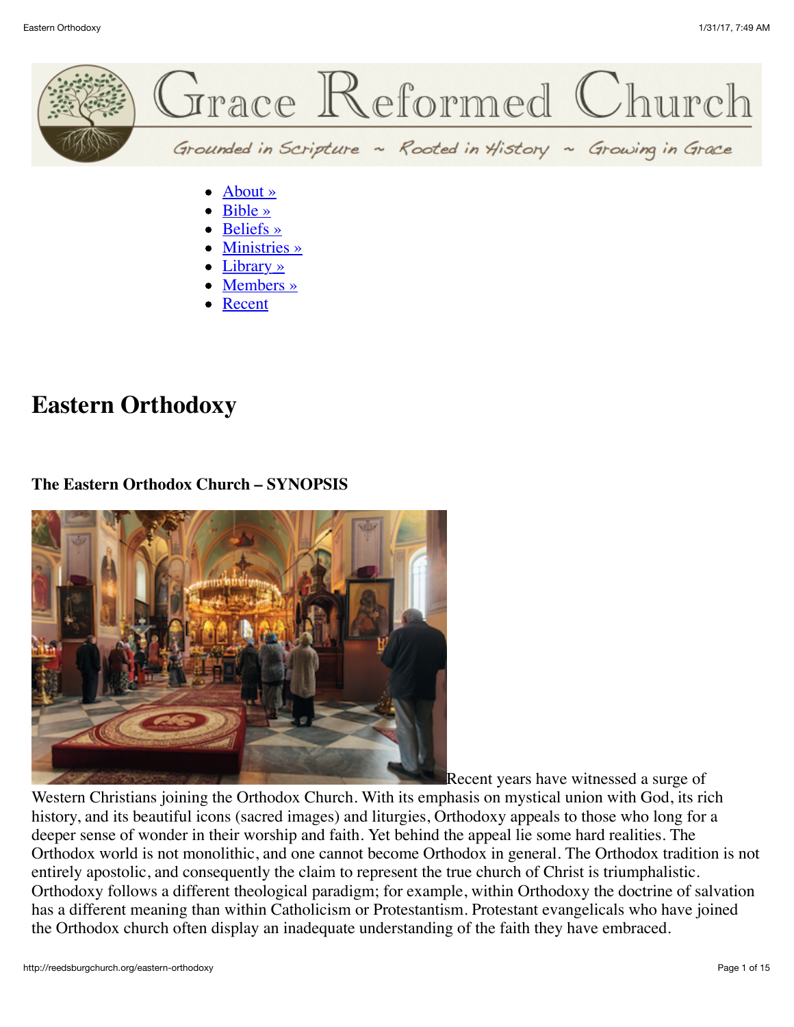Grace Reformed Church

Grounded in Scripture ~ Rooted in History ~ Growing in Grace

- About »
- Bible »
- Beliefs »
- Ministries »
- Library »
- Members »
- Recent

# Eastern Orthodoxy

### The Eastern Orthodox Church – SYNOPSIS

Recent years have witnessed a surge of Western Christians joining the Orthodox Church. With its emphasis on mystical union with God, its rich history, and its beautiful icons (sacred images) and liturgies, Orthodoxy appeals to those who long for a deeper sense of wonder in their worship and faith. Yet behind the appeal lie some hard realities. The Orthodox world is not monolithic, and one cannot become Orthodox in general. The Orthodox tradition is not entirely apostolic, and consequently the claim to represent the true church of Christ is triumphalistic. Orthodoxy follows a different theological paradigm; for example, within Orthodoxy the doctrine of salvation has a different meaning than within Catholicism or Protestantism. Protestant evangelicals who have joined the Orthodox church often display an inadequate understanding of the faith they have embraced.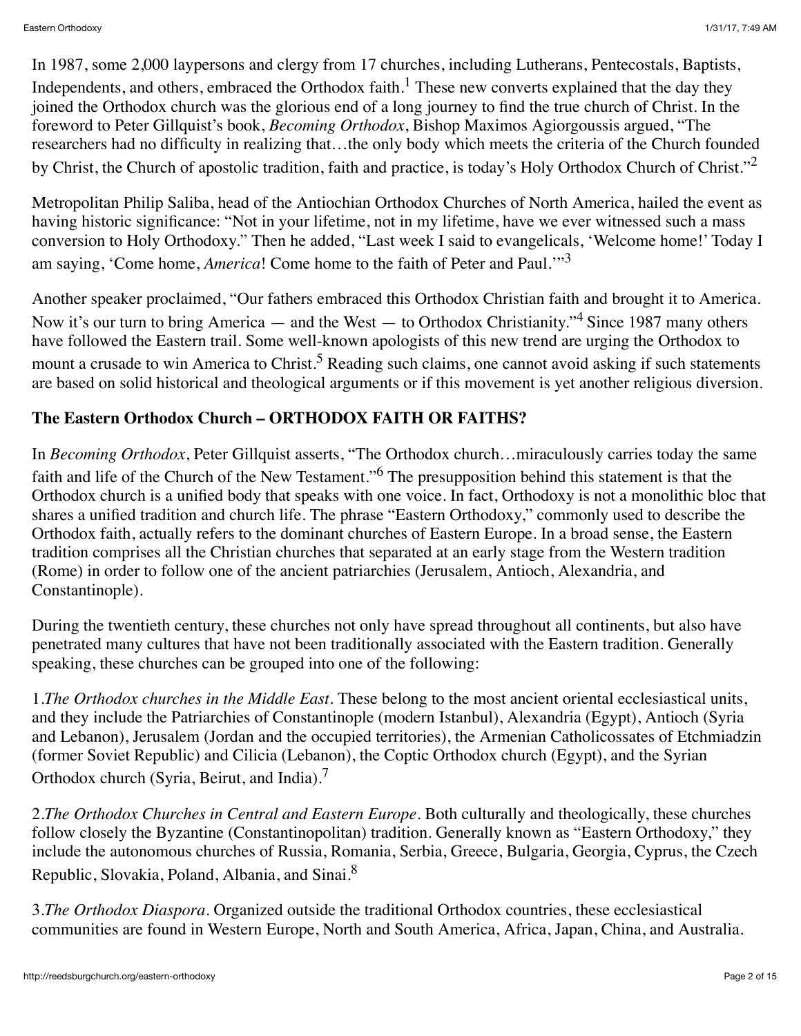In 1987, some 2,000 laypersons and clergy from 17 churches, including Lutherans, Pentecostals, Baptists, Independents, and others, embraced the Orthodox faith.[1] These new converts explained that the day they joined the Orthodox church was the glorious end of a long journey to find the true church of Christ. In the foreword to Peter Gillquist's book, *Becoming Orthodox*, Bishop Maximos Agiorgoussis argued, "The researchers had no difficulty in realizing that…the only body which meets the criteria of the Church founded by Christ, the Church of apostolic tradition, faith and practice, is today's Holy Orthodox Church of Christ."[2]

Metropolitan Philip Saliba, head of the Antiochian Orthodox Churches of North America, hailed the event as having historic significance: "Not in your lifetime, not in my lifetime, have we ever witnessed such a mass conversion to Holy Orthodoxy." Then he added, "Last week I said to evangelicals, 'Welcome home!' Today I am saying, 'Come home, *America*! Come home to the faith of Peter and Paul.'"[3]

Another speaker proclaimed, "Our fathers embraced this Orthodox Christian faith and brought it to America. Now it's our turn to bring America — and the West — to Orthodox Christianity."[4] Since 1987 many others have followed the Eastern trail. Some well-known apologists of this new trend are urging the Orthodox to mount a crusade to win America to Christ.[5] Reading such claims, one cannot avoid asking if such statements are based on solid historical and theological arguments or if this movement is yet another religious diversion.

**The Eastern Orthodox Church – ORTHODOX FAITH OR FAITHS?**

In *Becoming Orthodox*, Peter Gillquist asserts, "The Orthodox church…miraculously carries today the same faith and life of the Church of the New Testament."[6] The presupposition behind this statement is that the Orthodox church is a unified body that speaks with one voice. In fact, Orthodoxy is not a monolithic bloc that shares a unified tradition and church life. The phrase "Eastern Orthodoxy," commonly used to describe the Orthodox faith, actually refers to the dominant churches of Eastern Europe. In a broad sense, the Eastern tradition comprises all the Christian churches that separated at an early stage from the Western tradition (Rome) in order to follow one of the ancient patriarchies (Jerusalem, Antioch, Alexandria, and Constantinople).

During the twentieth century, these churches not only have spread throughout all continents, but also have penetrated many cultures that have not been traditionally associated with the Eastern tradition. Generally speaking, these churches can be grouped into one of the following:

1. *The Orthodox churches in the Middle East*. These belong to the most ancient oriental ecclesiastical units, and they include the Patriarchies of Constantinople (modern Istanbul), Alexandria (Egypt), Antioch (Syria and Lebanon), Jerusalem (Jordan and the occupied territories), the Armenian Catholicossates of Etchmiadzin (former Soviet Republic) and Cilicia (Lebanon), the Coptic Orthodox church (Egypt), and the Syrian Orthodox church (Syria, Beirut, and India).[7]

2. *The Orthodox Churches in Central and Eastern Europe*. Both culturally and theologically, these churches follow closely the Byzantine (Constantinopolitan) tradition. Generally known as "Eastern Orthodoxy," they include the autonomous churches of Russia, Romania, Serbia, Greece, Bulgaria, Georgia, Cyprus, the Czech Republic, Slovakia, Poland, Albania, and Sinai.[8]

3. *The Orthodox Diaspora*. Organized outside the traditional Orthodox countries, these ecclesiastical communities are found in Western Europe, North and South America, Africa, Japan, China, and Australia.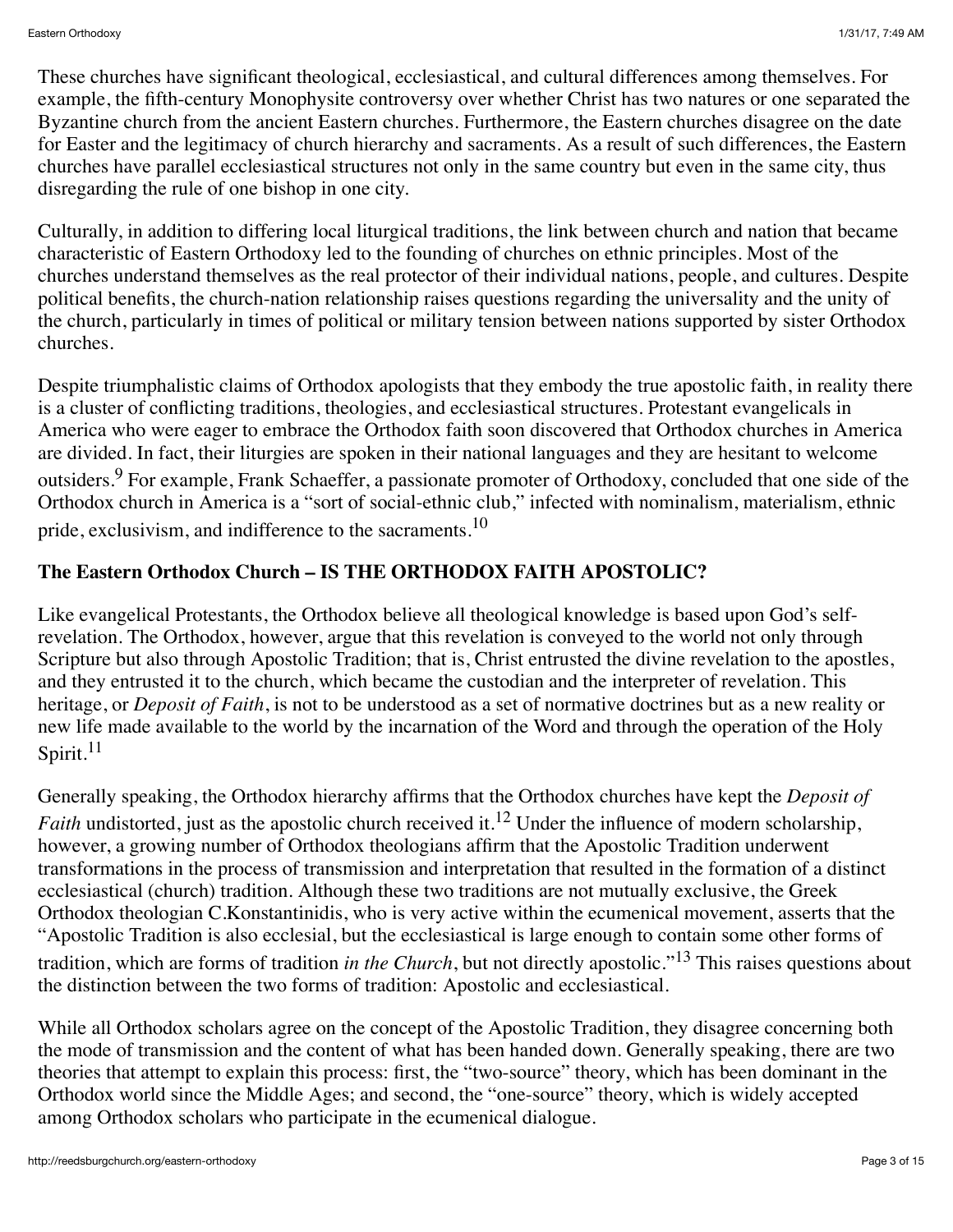These churches have significant theological, ecclesiastical, and cultural differences among themselves. For example, the fifth-century Monophysite controversy over whether Christ has two natures or one separated the Byzantine church from the ancient Eastern churches. Furthermore, the Eastern churches disagree on the date for Easter and the legitimacy of church hierarchy and sacraments. As a result of such differences, the Eastern churches have parallel ecclesiastical structures not only in the same country but even in the same city, thus disregarding the rule of one bishop in one city.

Culturally, in addition to differing local liturgical traditions, the link between church and nation that became characteristic of Eastern Orthodoxy led to the founding of churches on ethnic principles. Most of the churches understand themselves as the real protector of their individual nations, people, and cultures. Despite political benefits, the church-nation relationship raises questions regarding the universality and the unity of the church, particularly in times of political or military tension between nations supported by sister Orthodox churches.

Despite triumphalistic claims of Orthodox apologists that they embody the true apostolic faith, in reality there is a cluster of conflicting traditions, theologies, and ecclesiastical structures. Protestant evangelicals in America who were eager to embrace the Orthodox faith soon discovered that Orthodox churches in America are divided. In fact, their liturgies are spoken in their national languages and they are hesitant to welcome outsiders.[9] For example, Frank Schaeffer, a passionate promoter of Orthodoxy, concluded that one side of the Orthodox church in America is a "sort of social-ethnic club," infected with nominalism, materialism, ethnic pride, exclusivism, and indifference to the sacraments.[10]

### The Eastern Orthodox Church – IS THE ORTHODOX FAITH APOSTOLIC?

Like evangelical Protestants, the Orthodox believe all theological knowledge is based upon God's self-revelation. The Orthodox, however, argue that this revelation is conveyed to the world not only through Scripture but also through Apostolic Tradition; that is, Christ entrusted the divine revelation to the apostles, and they entrusted it to the church, which became the custodian and the interpreter of revelation. This heritage, or *Deposit of Faith*, is not to be understood as a set of normative doctrines but as a new reality or new life made available to the world by the incarnation of the Word and through the operation of the Holy Spirit.[11]

Generally speaking, the Orthodox hierarchy affirms that the Orthodox churches have kept the *Deposit of Faith* undistorted, just as the apostolic church received it.[12] Under the influence of modern scholarship, however, a growing number of Orthodox theologians affirm that the Apostolic Tradition underwent transformations in the process of transmission and interpretation that resulted in the formation of a distinct ecclesiastical (church) tradition. Although these two traditions are not mutually exclusive, the Greek Orthodox theologian C.Konstantinidis, who is very active within the ecumenical movement, asserts that the "Apostolic Tradition is also ecclesial, but the ecclesiastical is large enough to contain some other forms of tradition, which are forms of tradition *in the Church*, but not directly apostolic."[13] This raises questions about the distinction between the two forms of tradition: Apostolic and ecclesiastical.

While all Orthodox scholars agree on the concept of the Apostolic Tradition, they disagree concerning both the mode of transmission and the content of what has been handed down. Generally speaking, there are two theories that attempt to explain this process: first, the "two-source" theory, which has been dominant in the Orthodox world since the Middle Ages; and second, the "one-source" theory, which is widely accepted among Orthodox scholars who participate in the ecumenical dialogue.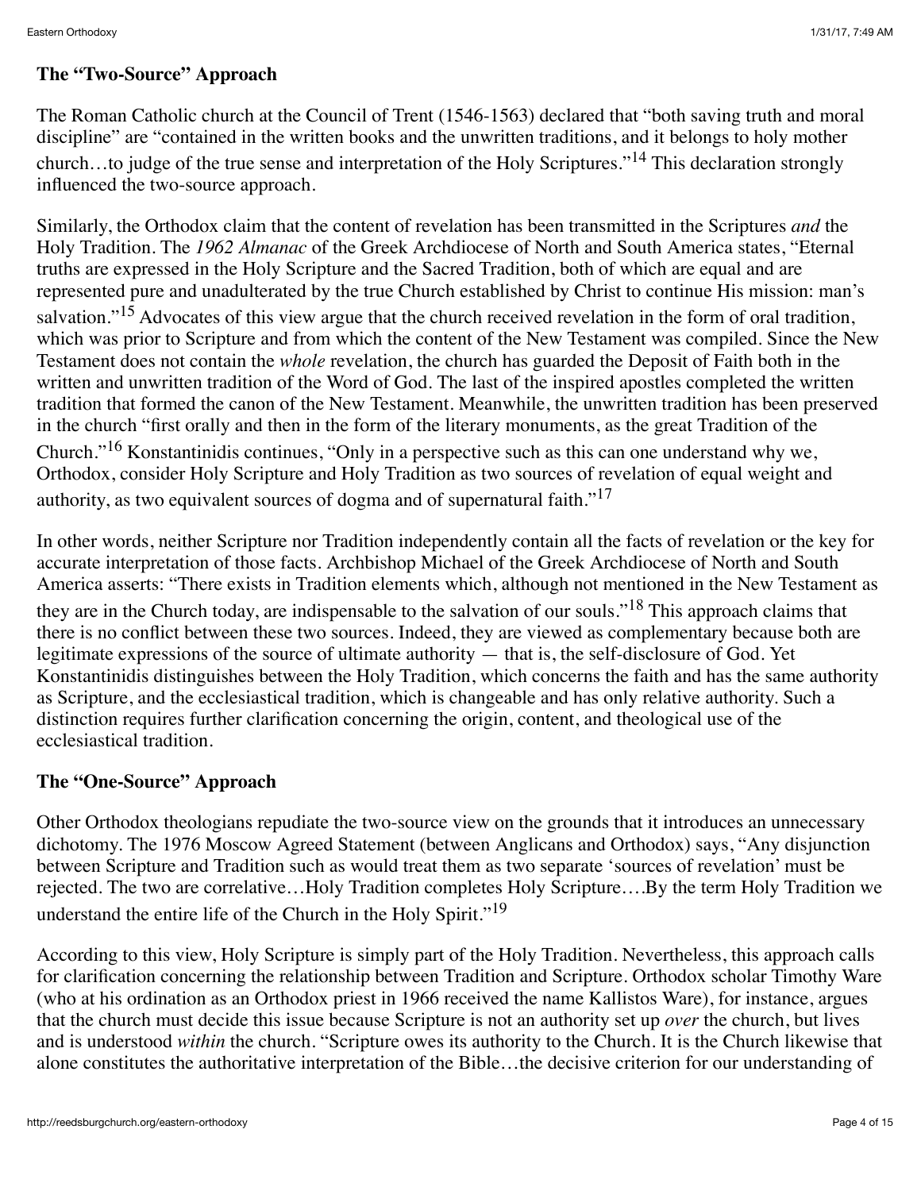**The "Two-Source" Approach**

The Roman Catholic church at the Council of Trent (1546-1563) declared that "both saving truth and moral discipline" are "contained in the written books and the unwritten traditions, and it belongs to holy mother church…to judge of the true sense and interpretation of the Holy Scriptures."[14] This declaration strongly influenced the two-source approach.

Similarly, the Orthodox claim that the content of revelation has been transmitted in the Scriptures *and* the Holy Tradition. The *1962 Almanac* of the Greek Archdiocese of North and South America states, "Eternal truths are expressed in the Holy Scripture and the Sacred Tradition, both of which are equal and are represented pure and unadulterated by the true Church established by Christ to continue His mission: man's salvation."[15] Advocates of this view argue that the church received revelation in the form of oral tradition, which was prior to Scripture and from which the content of the New Testament was compiled. Since the New Testament does not contain the *whole* revelation, the church has guarded the Deposit of Faith both in the written and unwritten tradition of the Word of God. The last of the inspired apostles completed the written tradition that formed the canon of the New Testament. Meanwhile, the unwritten tradition has been preserved in the church "first orally and then in the form of the literary monuments, as the great Tradition of the Church."[16] Konstantinidis continues, "Only in a perspective such as this can one understand why we, Orthodox, consider Holy Scripture and Holy Tradition as two sources of revelation of equal weight and authority, as two equivalent sources of dogma and of supernatural faith."[17]

In other words, neither Scripture nor Tradition independently contain all the facts of revelation or the key for accurate interpretation of those facts. Archbishop Michael of the Greek Archdiocese of North and South America asserts: "There exists in Tradition elements which, although not mentioned in the New Testament as they are in the Church today, are indispensable to the salvation of our souls."[18] This approach claims that there is no conflict between these two sources. Indeed, they are viewed as complementary because both are legitimate expressions of the source of ultimate authority — that is, the self-disclosure of God. Yet Konstantinidis distinguishes between the Holy Tradition, which concerns the faith and has the same authority as Scripture, and the ecclesiastical tradition, which is changeable and has only relative authority. Such a distinction requires further clarification concerning the origin, content, and theological use of the ecclesiastical tradition.

**The "One-Source" Approach**

Other Orthodox theologians repudiate the two-source view on the grounds that it introduces an unnecessary dichotomy. The 1976 Moscow Agreed Statement (between Anglicans and Orthodox) says, "Any disjunction between Scripture and Tradition such as would treat them as two separate 'sources of revelation' must be rejected. The two are correlative…Holy Tradition completes Holy Scripture….By the term Holy Tradition we understand the entire life of the Church in the Holy Spirit."[19]

According to this view, Holy Scripture is simply part of the Holy Tradition. Nevertheless, this approach calls for clarification concerning the relationship between Tradition and Scripture. Orthodox scholar Timothy Ware (who at his ordination as an Orthodox priest in 1966 received the name Kallistos Ware), for instance, argues that the church must decide this issue because Scripture is not an authority set up *over* the church, but lives and is understood *within* the church. "Scripture owes its authority to the Church. It is the Church likewise that alone constitutes the authoritative interpretation of the Bible…the decisive criterion for our understanding of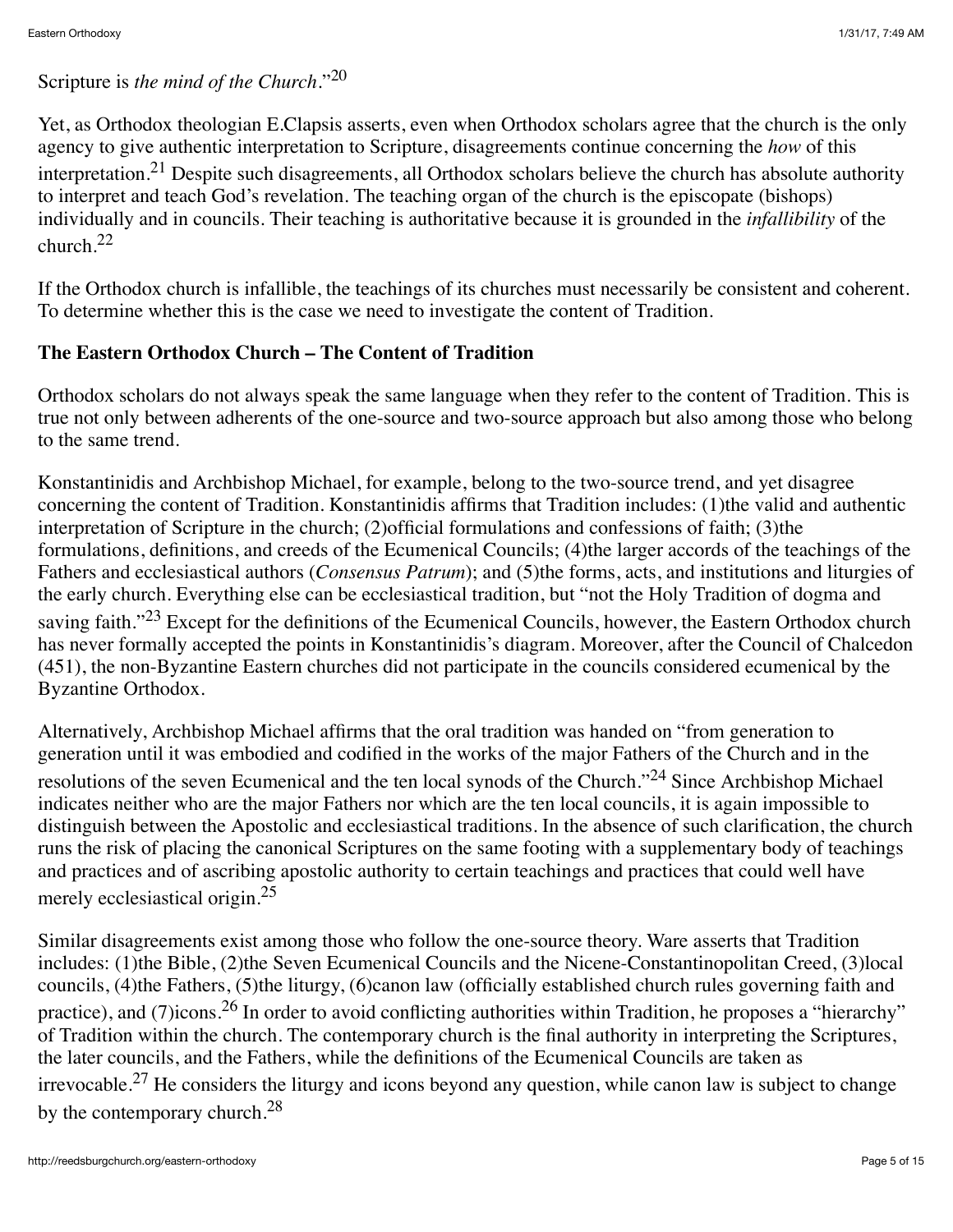Scripture is *the mind of the Church*."[20]

Yet, as Orthodox theologian E.Clapsis asserts, even when Orthodox scholars agree that the church is the only agency to give authentic interpretation to Scripture, disagreements continue concerning the *how* of this interpretation.[21] Despite such disagreements, all Orthodox scholars believe the church has absolute authority to interpret and teach God's revelation. The teaching organ of the church is the episcopate (bishops) individually and in councils. Their teaching is authoritative because it is grounded in the *infallibility* of the church.[22]

If the Orthodox church is infallible, the teachings of its churches must necessarily be consistent and coherent. To determine whether this is the case we need to investigate the content of Tradition.

**The Eastern Orthodox Church – The Content of Tradition**

Orthodox scholars do not always speak the same language when they refer to the content of Tradition. This is true not only between adherents of the one-source and two-source approach but also among those who belong to the same trend.

Konstantinidis and Archbishop Michael, for example, belong to the two-source trend, and yet disagree concerning the content of Tradition. Konstantinidis affirms that Tradition includes: (1)the valid and authentic interpretation of Scripture in the church; (2)official formulations and confessions of faith; (3)the formulations, definitions, and creeds of the Ecumenical Councils; (4)the larger accords of the teachings of the Fathers and ecclesiastical authors (*Consensus Patrum*); and (5)the forms, acts, and institutions and liturgies of the early church. Everything else can be ecclesiastical tradition, but "not the Holy Tradition of dogma and saving faith."[23] Except for the definitions of the Ecumenical Councils, however, the Eastern Orthodox church has never formally accepted the points in Konstantinidis's diagram. Moreover, after the Council of Chalcedon (451), the non-Byzantine Eastern churches did not participate in the councils considered ecumenical by the Byzantine Orthodox.

Alternatively, Archbishop Michael affirms that the oral tradition was handed on "from generation to generation until it was embodied and codified in the works of the major Fathers of the Church and in the resolutions of the seven Ecumenical and the ten local synods of the Church."[24] Since Archbishop Michael indicates neither who are the major Fathers nor which are the ten local councils, it is again impossible to distinguish between the Apostolic and ecclesiastical traditions. In the absence of such clarification, the church runs the risk of placing the canonical Scriptures on the same footing with a supplementary body of teachings and practices and of ascribing apostolic authority to certain teachings and practices that could well have merely ecclesiastical origin.[25]

Similar disagreements exist among those who follow the one-source theory. Ware asserts that Tradition includes: (1)the Bible, (2)the Seven Ecumenical Councils and the Nicene-Constantinopolitan Creed, (3)local councils, (4)the Fathers, (5)the liturgy, (6)canon law (officially established church rules governing faith and practice), and (7)icons.[26] In order to avoid conflicting authorities within Tradition, he proposes a "hierarchy" of Tradition within the church. The contemporary church is the final authority in interpreting the Scriptures, the later councils, and the Fathers, while the definitions of the Ecumenical Councils are taken as irrevocable.[27] He considers the liturgy and icons beyond any question, while canon law is subject to change by the contemporary church.[28]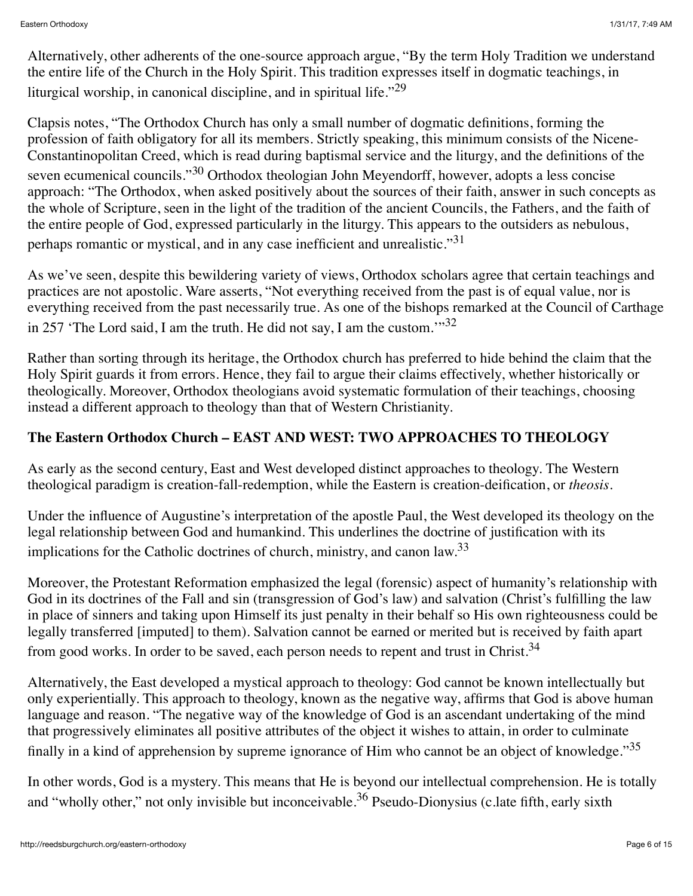Alternatively, other adherents of the one-source approach argue, "By the term Holy Tradition we understand the entire life of the Church in the Holy Spirit. This tradition expresses itself in dogmatic teachings, in liturgical worship, in canonical discipline, and in spiritual life."[29]

Clapsis notes, "The Orthodox Church has only a small number of dogmatic definitions, forming the profession of faith obligatory for all its members. Strictly speaking, this minimum consists of the Nicene-Constantinopolitan Creed, which is read during baptismal service and the liturgy, and the definitions of the seven ecumenical councils."[30] Orthodox theologian John Meyendorff, however, adopts a less concise approach: "The Orthodox, when asked positively about the sources of their faith, answer in such concepts as the whole of Scripture, seen in the light of the tradition of the ancient Councils, the Fathers, and the faith of the entire people of God, expressed particularly in the liturgy. This appears to the outsiders as nebulous, perhaps romantic or mystical, and in any case inefficient and unrealistic."[31]

As we've seen, despite this bewildering variety of views, Orthodox scholars agree that certain teachings and practices are not apostolic. Ware asserts, "Not everything received from the past is of equal value, nor is everything received from the past necessarily true. As one of the bishops remarked at the Council of Carthage in 257 'The Lord said, I am the truth. He did not say, I am the custom.'"[32]

Rather than sorting through its heritage, the Orthodox church has preferred to hide behind the claim that the Holy Spirit guards it from errors. Hence, they fail to argue their claims effectively, whether historically or theologically. Moreover, Orthodox theologians avoid systematic formulation of their teachings, choosing instead a different approach to theology than that of Western Christianity.

## The Eastern Orthodox Church – EAST AND WEST: TWO APPROACHES TO THEOLOGY

As early as the second century, East and West developed distinct approaches to theology. The Western theological paradigm is creation-fall-redemption, while the Eastern is creation-deification, or *theosis*.

Under the influence of Augustine's interpretation of the apostle Paul, the West developed its theology on the legal relationship between God and humankind. This underlines the doctrine of justification with its implications for the Catholic doctrines of church, ministry, and canon law.[33]

Moreover, the Protestant Reformation emphasized the legal (forensic) aspect of humanity's relationship with God in its doctrines of the Fall and sin (transgression of God's law) and salvation (Christ's fulfilling the law in place of sinners and taking upon Himself its just penalty in their behalf so His own righteousness could be legally transferred [imputed] to them). Salvation cannot be earned or merited but is received by faith apart from good works. In order to be saved, each person needs to repent and trust in Christ.[34]

Alternatively, the East developed a mystical approach to theology: God cannot be known intellectually but only experientially. This approach to theology, known as the negative way, affirms that God is above human language and reason. "The negative way of the knowledge of God is an ascendant undertaking of the mind that progressively eliminates all positive attributes of the object it wishes to attain, in order to culminate finally in a kind of apprehension by supreme ignorance of Him who cannot be an object of knowledge."[35]

In other words, God is a mystery. This means that He is beyond our intellectual comprehension. He is totally and "wholly other," not only invisible but inconceivable.[36] Pseudo-Dionysius (c.late fifth, early sixth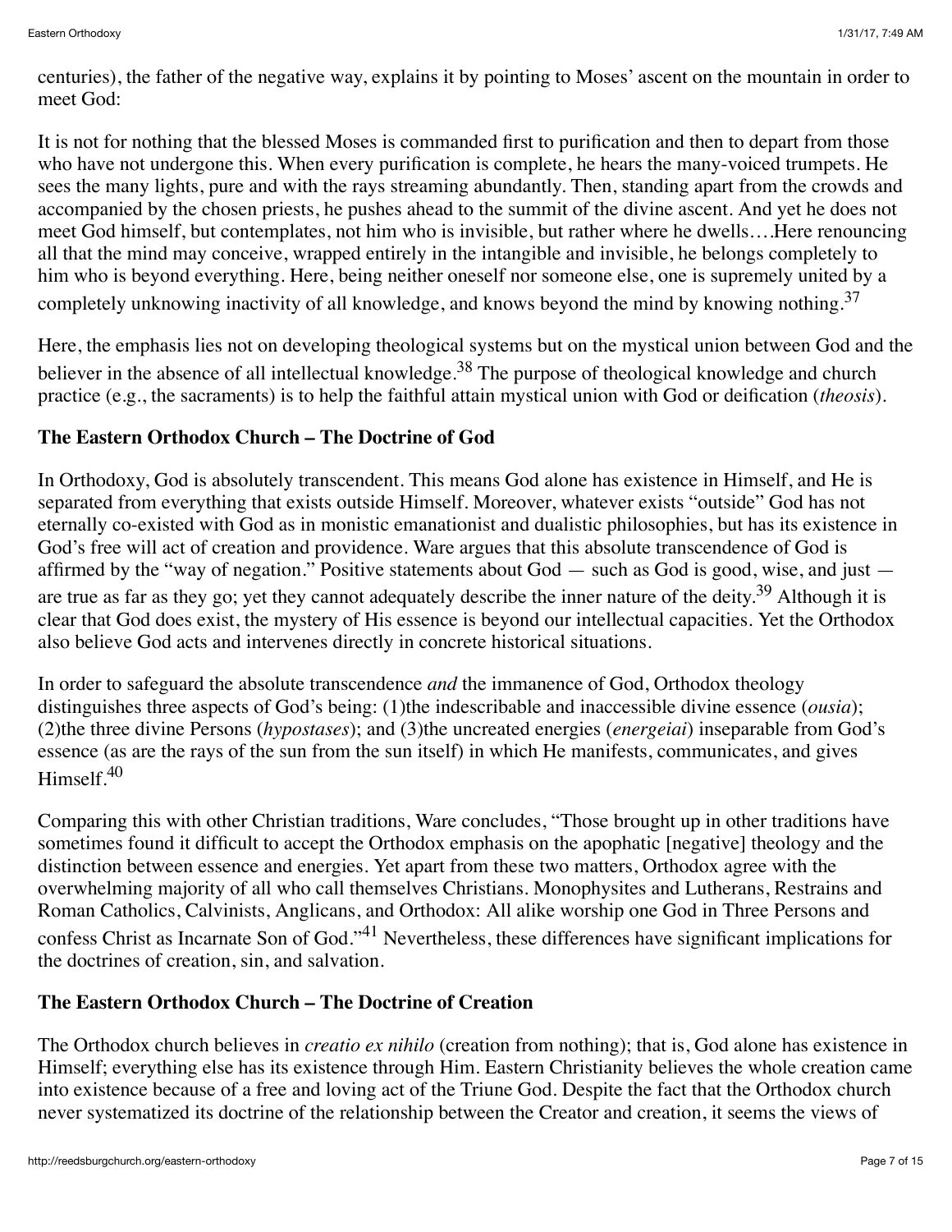centuries), the father of the negative way, explains it by pointing to Moses' ascent on the mountain in order to meet God:

It is not for nothing that the blessed Moses is commanded first to purification and then to depart from those who have not undergone this. When every purification is complete, he hears the many-voiced trumpets. He sees the many lights, pure and with the rays streaming abundantly. Then, standing apart from the crowds and accompanied by the chosen priests, he pushes ahead to the summit of the divine ascent. And yet he does not meet God himself, but contemplates, not him who is invisible, but rather where he dwells….Here renouncing all that the mind may conceive, wrapped entirely in the intangible and invisible, he belongs completely to him who is beyond everything. Here, being neither oneself nor someone else, one is supremely united by a completely unknowing inactivity of all knowledge, and knows beyond the mind by knowing nothing.[37]

Here, the emphasis lies not on developing theological systems but on the mystical union between God and the believer in the absence of all intellectual knowledge.[38] The purpose of theological knowledge and church practice (e.g., the sacraments) is to help the faithful attain mystical union with God or deification (*theosis*).

**The Eastern Orthodox Church – The Doctrine of God**

In Orthodoxy, God is absolutely transcendent. This means God alone has existence in Himself, and He is separated from everything that exists outside Himself. Moreover, whatever exists "outside" God has not eternally co-existed with God as in monistic emanationist and dualistic philosophies, but has its existence in God's free will act of creation and providence. Ware argues that this absolute transcendence of God is affirmed by the "way of negation." Positive statements about God — such as God is good, wise, and just — are true as far as they go; yet they cannot adequately describe the inner nature of the deity.[39] Although it is clear that God does exist, the mystery of His essence is beyond our intellectual capacities. Yet the Orthodox also believe God acts and intervenes directly in concrete historical situations.

In order to safeguard the absolute transcendence *and* the immanence of God, Orthodox theology distinguishes three aspects of God's being: (1)the indescribable and inaccessible divine essence (*ousia*); (2)the three divine Persons (*hypostases*); and (3)the uncreated energies (*energeiai*) inseparable from God's essence (as are the rays of the sun from the sun itself) in which He manifests, communicates, and gives Himself.[40]

Comparing this with other Christian traditions, Ware concludes, "Those brought up in other traditions have sometimes found it difficult to accept the Orthodox emphasis on the apophatic [negative] theology and the distinction between essence and energies. Yet apart from these two matters, Orthodox agree with the overwhelming majority of all who call themselves Christians. Monophysites and Lutherans, Restrains and Roman Catholics, Calvinists, Anglicans, and Orthodox: All alike worship one God in Three Persons and confess Christ as Incarnate Son of God."[41] Nevertheless, these differences have significant implications for the doctrines of creation, sin, and salvation.

**The Eastern Orthodox Church – The Doctrine of Creation**

The Orthodox church believes in *creatio ex nihilo* (creation from nothing); that is, God alone has existence in Himself; everything else has its existence through Him. Eastern Christianity believes the whole creation came into existence because of a free and loving act of the Triune God. Despite the fact that the Orthodox church never systematized its doctrine of the relationship between the Creator and creation, it seems the views of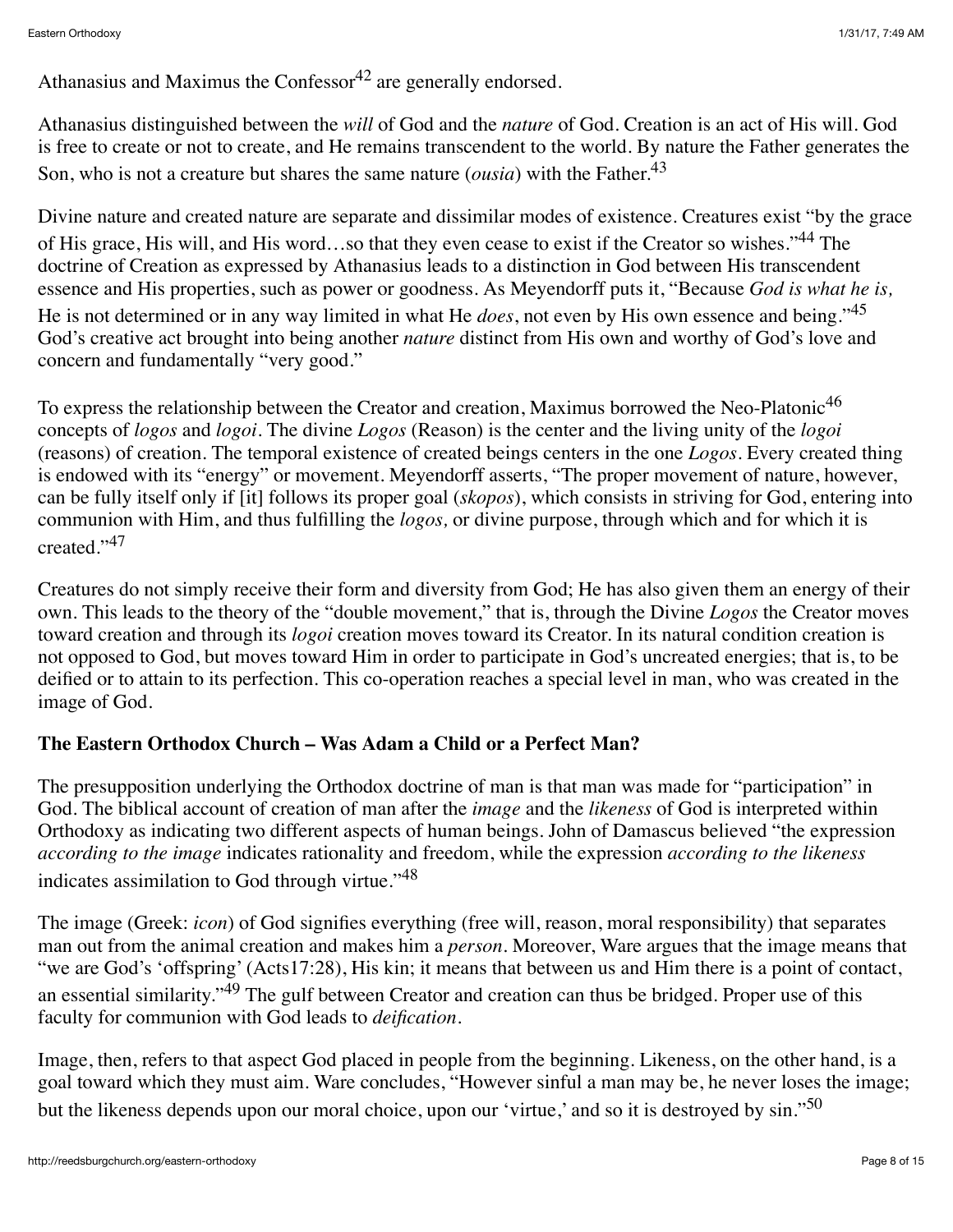Athanasius and Maximus the Confessor[42] are generally endorsed.

Athanasius distinguished between the *will* of God and the *nature* of God. Creation is an act of His will. God is free to create or not to create, and He remains transcendent to the world. By nature the Father generates the Son, who is not a creature but shares the same nature (*ousia*) with the Father.[43]

Divine nature and created nature are separate and dissimilar modes of existence. Creatures exist "by the grace of His grace, His will, and His word…so that they even cease to exist if the Creator so wishes."[44] The doctrine of Creation as expressed by Athanasius leads to a distinction in God between His transcendent essence and His properties, such as power or goodness. As Meyendorff puts it, "Because *God is what he is,* He is not determined or in any way limited in what He *does*, not even by His own essence and being."[45] God's creative act brought into being another *nature* distinct from His own and worthy of God's love and concern and fundamentally "very good."

To express the relationship between the Creator and creation, Maximus borrowed the Neo-Platonic[46] concepts of *logos* and *logoi*. The divine *Logos* (Reason) is the center and the living unity of the *logoi* (reasons) of creation. The temporal existence of created beings centers in the one *Logos*. Every created thing is endowed with its "energy" or movement. Meyendorff asserts, "The proper movement of nature, however, can be fully itself only if [it] follows its proper goal (*skopos*), which consists in striving for God, entering into communion with Him, and thus fulfilling the *logos,* or divine purpose, through which and for which it is created."[47]

Creatures do not simply receive their form and diversity from God; He has also given them an energy of their own. This leads to the theory of the "double movement," that is, through the Divine *Logos* the Creator moves toward creation and through its *logoi* creation moves toward its Creator. In its natural condition creation is not opposed to God, but moves toward Him in order to participate in God's uncreated energies; that is, to be deified or to attain to its perfection. This co-operation reaches a special level in man, who was created in the image of God.

**The Eastern Orthodox Church – Was Adam a Child or a Perfect Man?**

The presupposition underlying the Orthodox doctrine of man is that man was made for "participation" in God. The biblical account of creation of man after the *image* and the *likeness* of God is interpreted within Orthodoxy as indicating two different aspects of human beings. John of Damascus believed "the expression *according to the image* indicates rationality and freedom, while the expression *according to the likeness* indicates assimilation to God through virtue."[48]

The image (Greek: *icon*) of God signifies everything (free will, reason, moral responsibility) that separates man out from the animal creation and makes him a *person*. Moreover, Ware argues that the image means that "we are God's 'offspring' (Acts17:28), His kin; it means that between us and Him there is a point of contact, an essential similarity."[49] The gulf between Creator and creation can thus be bridged. Proper use of this faculty for communion with God leads to *deification*.

Image, then, refers to that aspect God placed in people from the beginning. Likeness, on the other hand, is a goal toward which they must aim. Ware concludes, "However sinful a man may be, he never loses the image; but the likeness depends upon our moral choice, upon our 'virtue,' and so it is destroyed by sin."[50]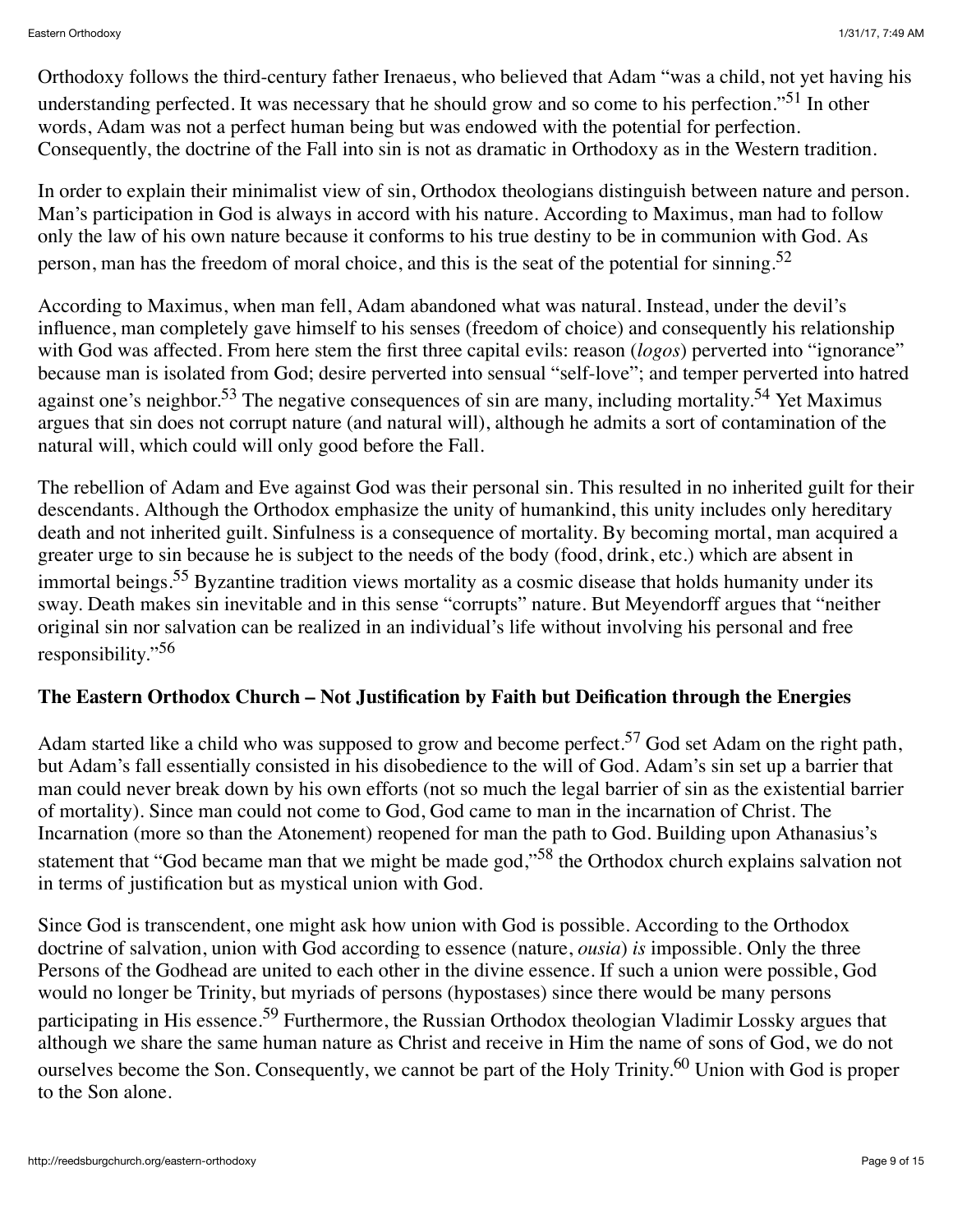Orthodoxy follows the third-century father Irenaeus, who believed that Adam "was a child, not yet having his understanding perfected. It was necessary that he should grow and so come to his perfection."[51] In other words, Adam was not a perfect human being but was endowed with the potential for perfection. Consequently, the doctrine of the Fall into sin is not as dramatic in Orthodoxy as in the Western tradition.

In order to explain their minimalist view of sin, Orthodox theologians distinguish between nature and person. Man's participation in God is always in accord with his nature. According to Maximus, man had to follow only the law of his own nature because it conforms to his true destiny to be in communion with God. As person, man has the freedom of moral choice, and this is the seat of the potential for sinning.[52]

According to Maximus, when man fell, Adam abandoned what was natural. Instead, under the devil's influence, man completely gave himself to his senses (freedom of choice) and consequently his relationship with God was affected. From here stem the first three capital evils: reason (*logos*) perverted into "ignorance" because man is isolated from God; desire perverted into sensual "self-love"; and temper perverted into hatred against one's neighbor.[53] The negative consequences of sin are many, including mortality.[54] Yet Maximus argues that sin does not corrupt nature (and natural will), although he admits a sort of contamination of the natural will, which could will only good before the Fall.

The rebellion of Adam and Eve against God was their personal sin. This resulted in no inherited guilt for their descendants. Although the Orthodox emphasize the unity of humankind, this unity includes only hereditary death and not inherited guilt. Sinfulness is a consequence of mortality. By becoming mortal, man acquired a greater urge to sin because he is subject to the needs of the body (food, drink, etc.) which are absent in immortal beings.[55] Byzantine tradition views mortality as a cosmic disease that holds humanity under its sway. Death makes sin inevitable and in this sense "corrupts" nature. But Meyendorff argues that "neither original sin nor salvation can be realized in an individual's life without involving his personal and free responsibility."[56]

**The Eastern Orthodox Church – Not Justification by Faith but Deification through the Energies**

Adam started like a child who was supposed to grow and become perfect.[57] God set Adam on the right path, but Adam's fall essentially consisted in his disobedience to the will of God. Adam's sin set up a barrier that man could never break down by his own efforts (not so much the legal barrier of sin as the existential barrier of mortality). Since man could not come to God, God came to man in the incarnation of Christ. The Incarnation (more so than the Atonement) reopened for man the path to God. Building upon Athanasius's statement that "God became man that we might be made god,"[58] the Orthodox church explains salvation not in terms of justification but as mystical union with God.

Since God is transcendent, one might ask how union with God is possible. According to the Orthodox doctrine of salvation, union with God according to essence (nature, *ousia*) *is* impossible. Only the three Persons of the Godhead are united to each other in the divine essence. If such a union were possible, God would no longer be Trinity, but myriads of persons (hypostases) since there would be many persons participating in His essence.[59] Furthermore, the Russian Orthodox theologian Vladimir Lossky argues that although we share the same human nature as Christ and receive in Him the name of sons of God, we do not ourselves become the Son. Consequently, we cannot be part of the Holy Trinity.[60] Union with God is proper to the Son alone.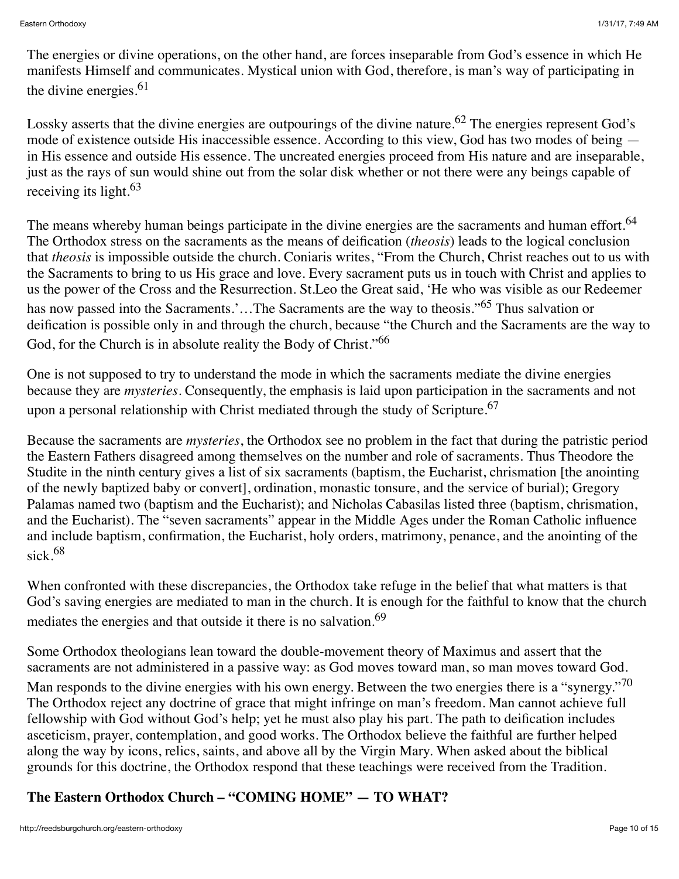The energies or divine operations, on the other hand, are forces inseparable from God's essence in which He manifests Himself and communicates. Mystical union with God, therefore, is man's way of participating in the divine energies.[61]

Lossky asserts that the divine energies are outpourings of the divine nature.[62] The energies represent God's mode of existence outside His inaccessible essence. According to this view, God has two modes of being — in His essence and outside His essence. The uncreated energies proceed from His nature and are inseparable, just as the rays of sun would shine out from the solar disk whether or not there were any beings capable of receiving its light.[63]

The means whereby human beings participate in the divine energies are the sacraments and human effort.[64] The Orthodox stress on the sacraments as the means of deification (*theosis*) leads to the logical conclusion that *theosis* is impossible outside the church. Coniaris writes, "From the Church, Christ reaches out to us with the Sacraments to bring to us His grace and love. Every sacrament puts us in touch with Christ and applies to us the power of the Cross and the Resurrection. St.Leo the Great said, 'He who was visible as our Redeemer has now passed into the Sacraments.'…The Sacraments are the way to theosis."[65] Thus salvation or deification is possible only in and through the church, because "the Church and the Sacraments are the way to God, for the Church is in absolute reality the Body of Christ."[66]

One is not supposed to try to understand the mode in which the sacraments mediate the divine energies because they are *mysteries*. Consequently, the emphasis is laid upon participation in the sacraments and not upon a personal relationship with Christ mediated through the study of Scripture.[67]

Because the sacraments are *mysteries*, the Orthodox see no problem in the fact that during the patristic period the Eastern Fathers disagreed among themselves on the number and role of sacraments. Thus Theodore the Studite in the ninth century gives a list of six sacraments (baptism, the Eucharist, chrismation [the anointing of the newly baptized baby or convert], ordination, monastic tonsure, and the service of burial); Gregory Palamas named two (baptism and the Eucharist); and Nicholas Cabasilas listed three (baptism, chrismation, and the Eucharist). The "seven sacraments" appear in the Middle Ages under the Roman Catholic influence and include baptism, confirmation, the Eucharist, holy orders, matrimony, penance, and the anointing of the sick.[68]

When confronted with these discrepancies, the Orthodox take refuge in the belief that what matters is that God's saving energies are mediated to man in the church. It is enough for the faithful to know that the church mediates the energies and that outside it there is no salvation.[69]

Some Orthodox theologians lean toward the double-movement theory of Maximus and assert that the sacraments are not administered in a passive way: as God moves toward man, so man moves toward God. Man responds to the divine energies with his own energy. Between the two energies there is a "synergy."[70] The Orthodox reject any doctrine of grace that might infringe on man's freedom. Man cannot achieve full fellowship with God without God's help; yet he must also play his part. The path to deification includes asceticism, prayer, contemplation, and good works. The Orthodox believe the faithful are further helped along the way by icons, relics, saints, and above all by the Virgin Mary. When asked about the biblical grounds for this doctrine, the Orthodox respond that these teachings were received from the Tradition.

**The Eastern Orthodox Church – "COMING HOME" — TO WHAT?**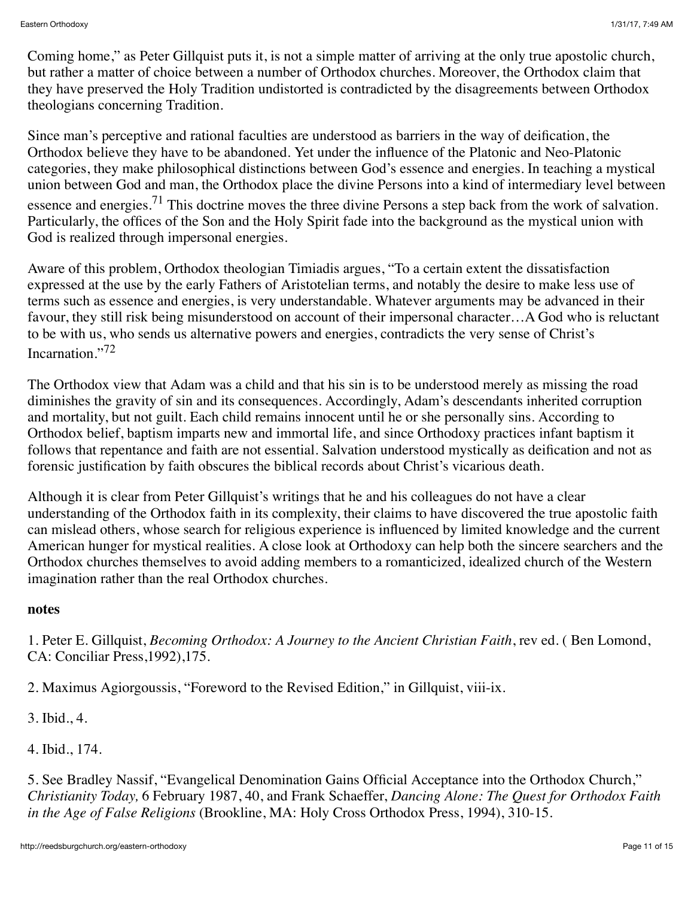Coming home," as Peter Gillquist puts it, is not a simple matter of arriving at the only true apostolic church, but rather a matter of choice between a number of Orthodox churches. Moreover, the Orthodox claim that they have preserved the Holy Tradition undistorted is contradicted by the disagreements between Orthodox theologians concerning Tradition.

Since man's perceptive and rational faculties are understood as barriers in the way of deification, the Orthodox believe they have to be abandoned. Yet under the influence of the Platonic and Neo-Platonic categories, they make philosophical distinctions between God's essence and energies. In teaching a mystical union between God and man, the Orthodox place the divine Persons into a kind of intermediary level between essence and energies.[71] This doctrine moves the three divine Persons a step back from the work of salvation. Particularly, the offices of the Son and the Holy Spirit fade into the background as the mystical union with God is realized through impersonal energies.

Aware of this problem, Orthodox theologian Timiadis argues, "To a certain extent the dissatisfaction expressed at the use by the early Fathers of Aristotelian terms, and notably the desire to make less use of terms such as essence and energies, is very understandable. Whatever arguments may be advanced in their favour, they still risk being misunderstood on account of their impersonal character…A God who is reluctant to be with us, who sends us alternative powers and energies, contradicts the very sense of Christ's Incarnation."[72]

The Orthodox view that Adam was a child and that his sin is to be understood merely as missing the road diminishes the gravity of sin and its consequences. Accordingly, Adam's descendants inherited corruption and mortality, but not guilt. Each child remains innocent until he or she personally sins. According to Orthodox belief, baptism imparts new and immortal life, and since Orthodoxy practices infant baptism it follows that repentance and faith are not essential. Salvation understood mystically as deification and not as forensic justification by faith obscures the biblical records about Christ's vicarious death.

Although it is clear from Peter Gillquist's writings that he and his colleagues do not have a clear understanding of the Orthodox faith in its complexity, their claims to have discovered the true apostolic faith can mislead others, whose search for religious experience is influenced by limited knowledge and the current American hunger for mystical realities. A close look at Orthodoxy can help both the sincere searchers and the Orthodox churches themselves to avoid adding members to a romanticized, idealized church of the Western imagination rather than the real Orthodox churches.

**notes**

1. Peter E. Gillquist, *Becoming Orthodox: A Journey to the Ancient Christian Faith*, rev ed. ( Ben Lomond, CA: Conciliar Press,1992),175.

2. Maximus Agiorgoussis, "Foreword to the Revised Edition," in Gillquist, viii-ix.

3. Ibid., 4.

4. Ibid., 174.

5. See Bradley Nassif, "Evangelical Denomination Gains Official Acceptance into the Orthodox Church," *Christianity Today,* 6 February 1987, 40, and Frank Schaeffer, *Dancing Alone: The Quest for Orthodox Faith in the Age of False Religions* (Brookline, MA: Holy Cross Orthodox Press, 1994), 310-15.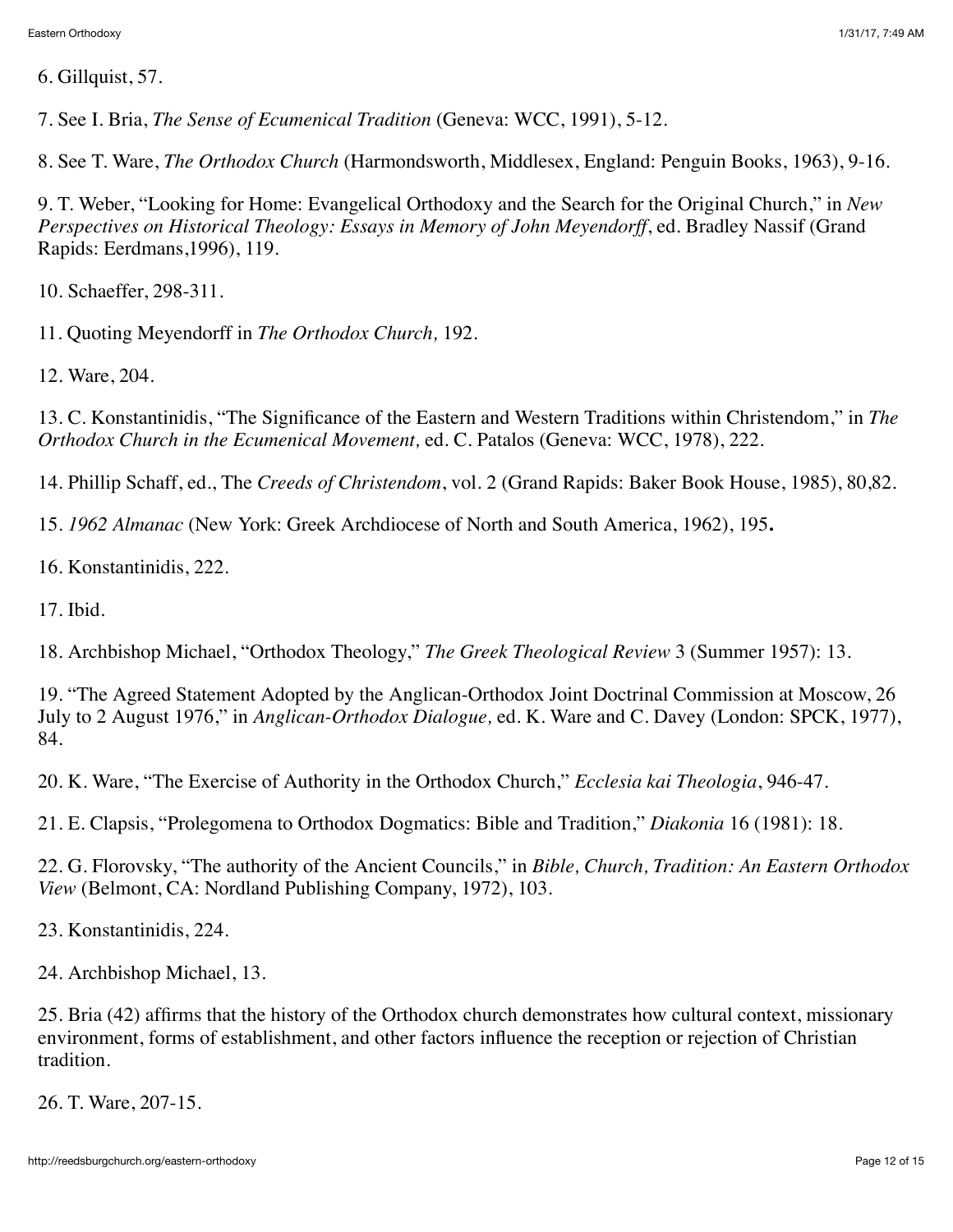6. Gillquist, 57.

7. See I. Bria, *The Sense of Ecumenical Tradition* (Geneva: WCC, 1991), 5-12.

8. See T. Ware, *The Orthodox Church* (Harmondsworth, Middlesex, England: Penguin Books, 1963), 9-16.

9. T. Weber, "Looking for Home: Evangelical Orthodoxy and the Search for the Original Church," in *New Perspectives on Historical Theology: Essays in Memory of John Meyendorff*, ed. Bradley Nassif (Grand Rapids: Eerdmans,1996), 119.

10. Schaeffer, 298-311.

11. Quoting Meyendorff in *The Orthodox Church,* 192.

12. Ware, 204.

13. C. Konstantinidis, "The Significance of the Eastern and Western Traditions within Christendom," in *The Orthodox Church in the Ecumenical Movement,* ed. C. Patalos (Geneva: WCC, 1978), 222.

14. Phillip Schaff, ed., The *Creeds of Christendom*, vol. 2 (Grand Rapids: Baker Book House, 1985), 80,82.

15. *1962 Almanac* (New York: Greek Archdiocese of North and South America, 1962), 195**.**

16. Konstantinidis, 222.

17. Ibid.

18. Archbishop Michael, "Orthodox Theology," *The Greek Theological Review* 3 (Summer 1957): 13.

19. "The Agreed Statement Adopted by the Anglican-Orthodox Joint Doctrinal Commission at Moscow, 26 July to 2 August 1976," in *Anglican-Orthodox Dialogue,* ed. K. Ware and C. Davey (London: SPCK, 1977), 84.

20. K. Ware, "The Exercise of Authority in the Orthodox Church," *Ecclesia kai Theologia*, 946-47.

21. E. Clapsis, "Prolegomena to Orthodox Dogmatics: Bible and Tradition," *Diakonia* 16 (1981): 18.

22. G. Florovsky, "The authority of the Ancient Councils," in *Bible, Church, Tradition: An Eastern Orthodox View* (Belmont, CA: Nordland Publishing Company, 1972), 103.

23. Konstantinidis, 224.

24. Archbishop Michael, 13.

25. Bria (42) affirms that the history of the Orthodox church demonstrates how cultural context, missionary environment, forms of establishment, and other factors influence the reception or rejection of Christian tradition.

26. T. Ware, 207-15.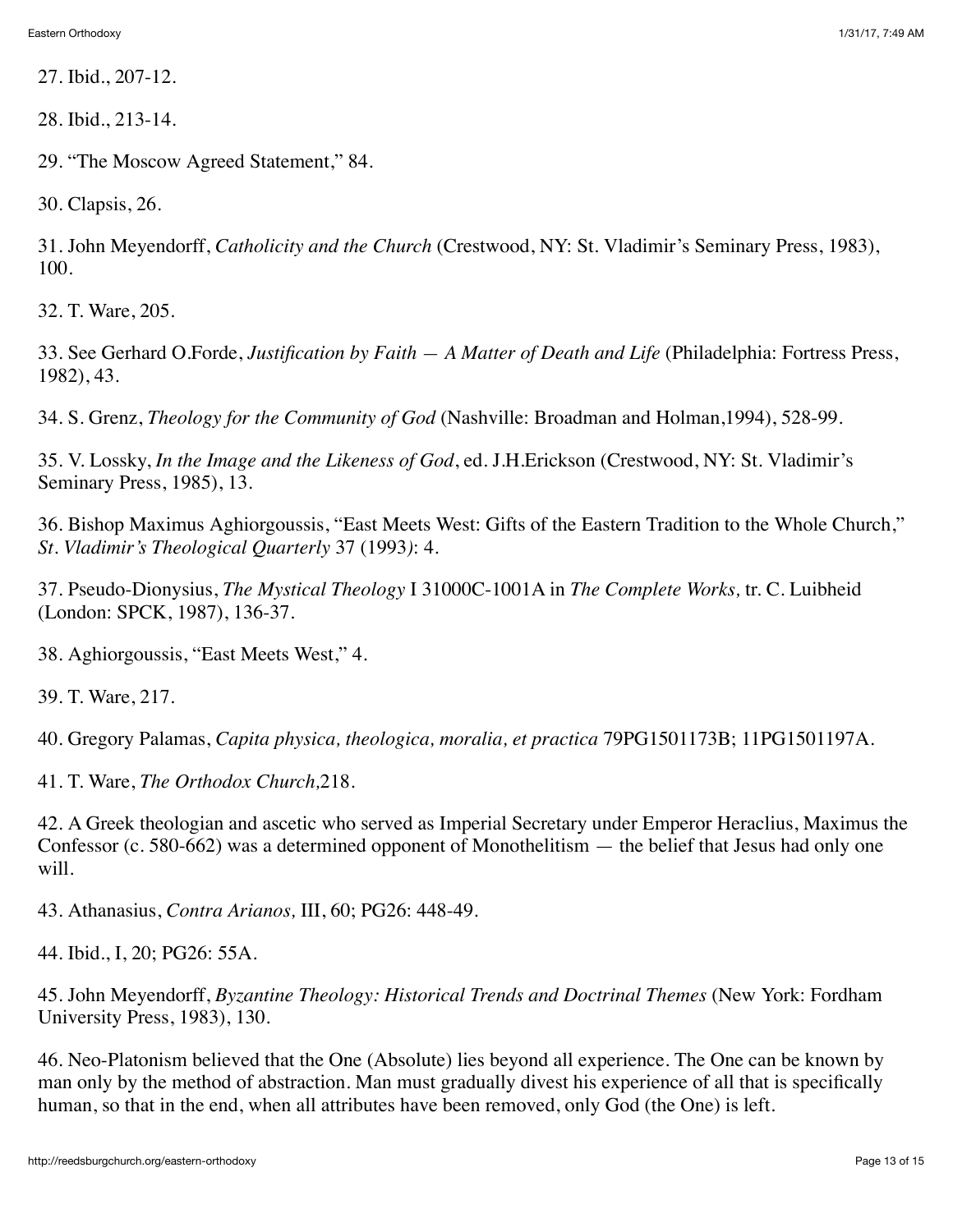27. Ibid., 207-12.

28. Ibid., 213-14.

29. "The Moscow Agreed Statement," 84.

30. Clapsis, 26.

31. John Meyendorff, *Catholicity and the Church* (Crestwood, NY: St. Vladimir's Seminary Press, 1983), 100.

32. T. Ware, 205.

33. See Gerhard O.Forde, *Justification by Faith — A Matter of Death and Life* (Philadelphia: Fortress Press, 1982), 43.

34. S. Grenz, *Theology for the Community of God* (Nashville: Broadman and Holman,1994), 528-99.

35. V. Lossky, *In the Image and the Likeness of God*, ed. J.H.Erickson (Crestwood, NY: St. Vladimir's Seminary Press, 1985), 13.

36. Bishop Maximus Aghiorgoussis, "East Meets West: Gifts of the Eastern Tradition to the Whole Church," *St. Vladimir's Theological Quarterly* 37 (1993): 4.

37. Pseudo-Dionysius, *The Mystical Theology* I 31000C-1001A in *The Complete Works,* tr. C. Luibheid (London: SPCK, 1987), 136-37.

38. Aghiorgoussis, "East Meets West," 4.

39. T. Ware, 217.

40. Gregory Palamas, *Capita physica, theologica, moralia, et practica* 79PG1501173B; 11PG1501197A.

41. T. Ware, *The Orthodox Church,*218.

42. A Greek theologian and ascetic who served as Imperial Secretary under Emperor Heraclius, Maximus the Confessor (c. 580-662) was a determined opponent of Monothelitism — the belief that Jesus had only one will.

43. Athanasius, *Contra Arianos,* III, 60; PG26: 448-49.

44. Ibid., I, 20; PG26: 55A.

45. John Meyendorff, *Byzantine Theology: Historical Trends and Doctrinal Themes* (New York: Fordham University Press, 1983), 130.

46. Neo-Platonism believed that the One (Absolute) lies beyond all experience. The One can be known by man only by the method of abstraction. Man must gradually divest his experience of all that is specifically human, so that in the end, when all attributes have been removed, only God (the One) is left.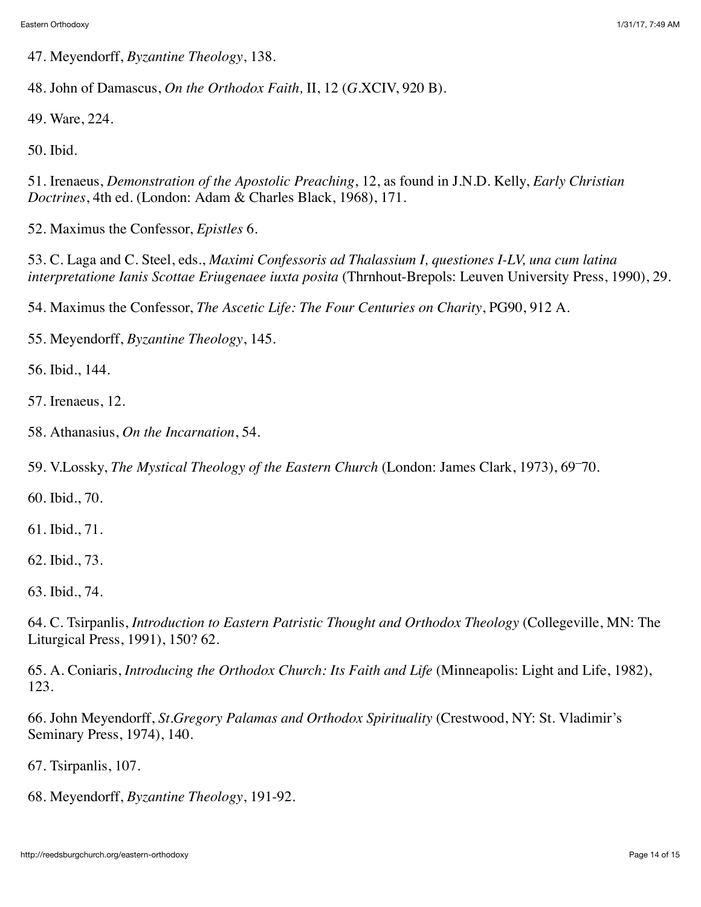47. Meyendorff, *Byzantine Theology*, 138.

48. John of Damascus, *On the Orthodox Faith,* II, 12 (*G*.XCIV, 920 B).

49. Ware, 224.

50. Ibid.

51. Irenaeus, *Demonstration of the Apostolic Preaching*, 12, as found in J.N.D. Kelly, *Early Christian Doctrines*, 4th ed. (London: Adam & Charles Black, 1968), 171.

52. Maximus the Confessor, *Epistles* 6.

53. C. Laga and C. Steel, eds., *Maximi Confessoris ad Thalassium I, questiones I-LV, una cum latina interpretatione Ianis Scottae Eriugenaee iuxta posita* (Thrnhout-Brepols: Leuven University Press, 1990), 29.

54. Maximus the Confessor, *The Ascetic Life: The Four Centuries on Charity*, PG90, 912 A.

55. Meyendorff, *Byzantine Theology*, 145.

56. Ibid., 144.

57. Irenaeus, 12.

58. Athanasius, *On the Incarnation*, 54.

59. V.Lossky, *The Mystical Theology of the Eastern Church* (London: James Clark, 1973), 69‾70.

60. Ibid., 70.

61. Ibid., 71.

62. Ibid., 73.

63. Ibid., 74.

64. C. Tsirpanlis, *Introduction to Eastern Patristic Thought and Orthodox Theology* (Collegeville, MN: The Liturgical Press, 1991), 150? 62.

65. A. Coniaris, *Introducing the Orthodox Church: Its Faith and Life* (Minneapolis: Light and Life, 1982), 123.

66. John Meyendorff, *St.Gregory Palamas and Orthodox Spirituality* (Crestwood, NY: St. Vladimir's Seminary Press, 1974), 140.

67. Tsirpanlis, 107.

68. Meyendorff, *Byzantine Theology*, 191-92.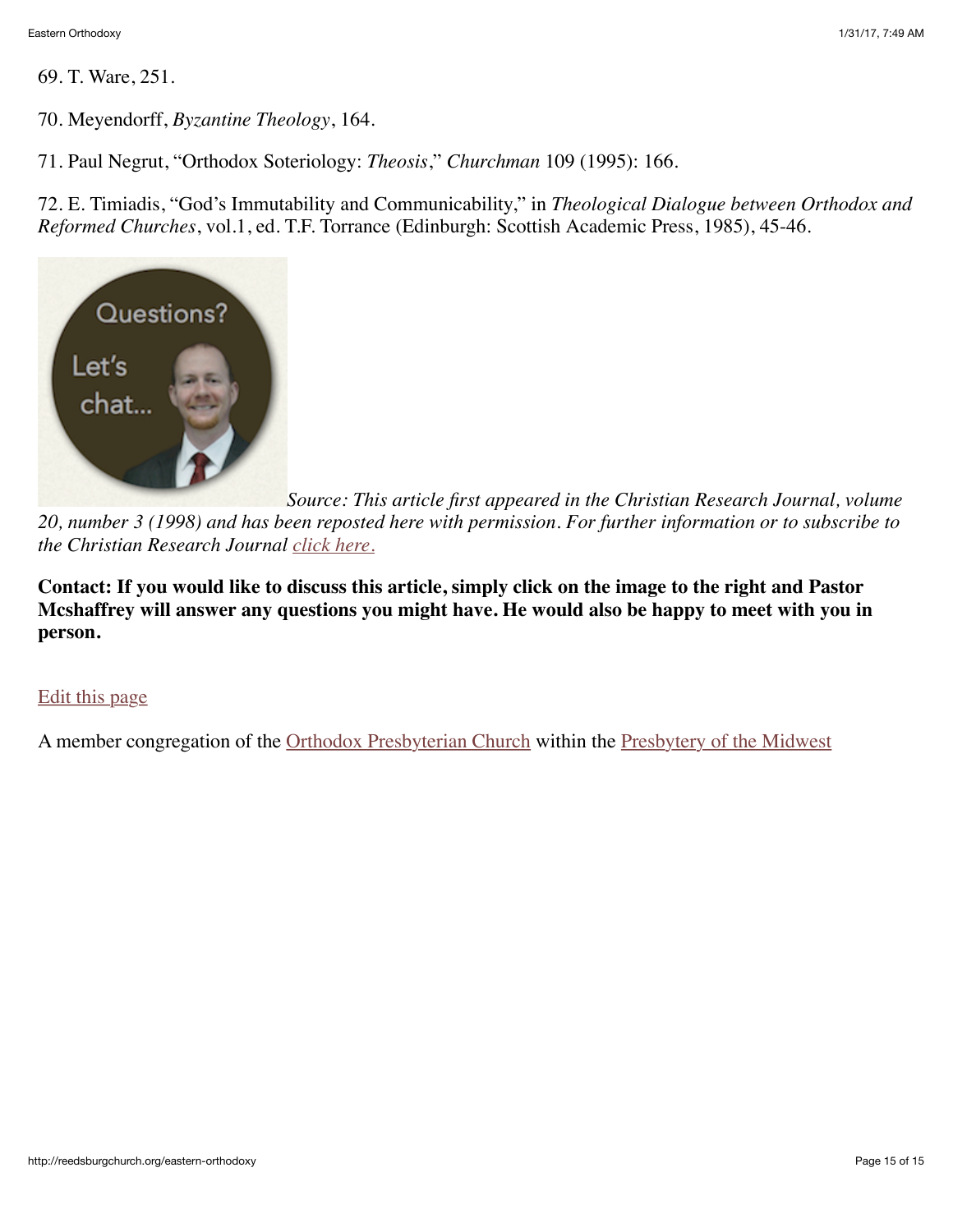69. T. Ware, 251.

70. Meyendorff, *Byzantine Theology*, 164.

71. Paul Negrut, "Orthodox Soteriology: *Theosis*," *Churchman* 109 (1995): 166.

72. E. Timiadis, "God's Immutability and Communicability," in *Theological Dialogue between Orthodox and Reformed Churches*, vol.1, ed. T.F. Torrance (Edinburgh: Scottish Academic Press, 1985), 45-46.

*Source: This article first appeared in the Christian Research Journal, volume 20, number 3 (1998) and has been reposted here with permission. For further information or to subscribe to the Christian Research Journal click here.*

**Contact: If you would like to discuss this article, simply click on the image to the right and Pastor Mcshaffrey will answer any questions you might have. He would also be happy to meet with you in person.**

Edit this page

A member congregation of the Orthodox Presbyterian Church within the Presbytery of the Midwest